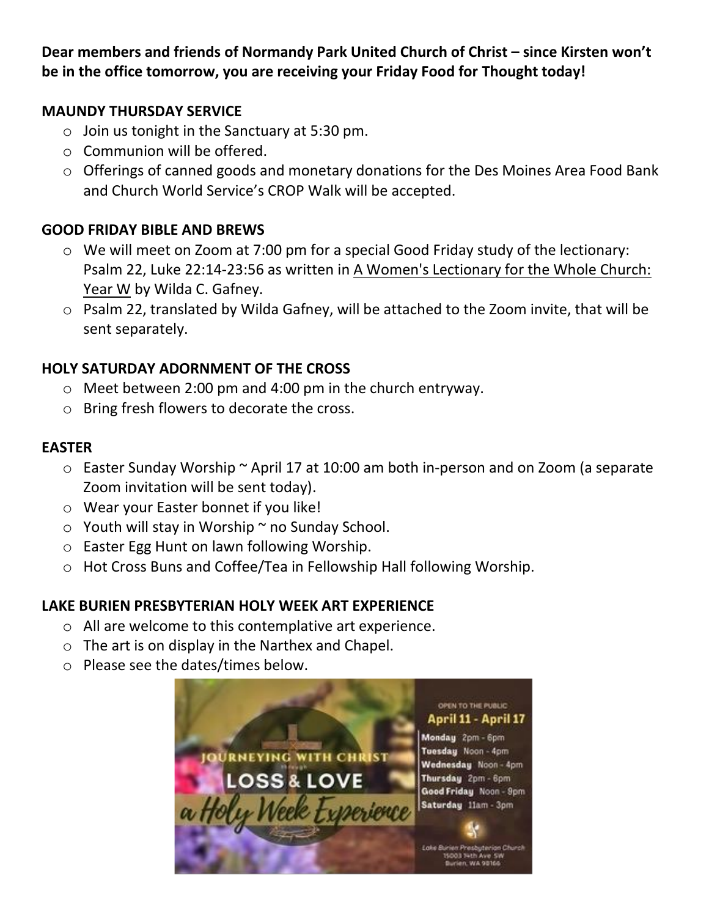**Dear members and friends of Normandy Park United Church of Christ – since Kirsten won't be in the office tomorrow, you are receiving your Friday Food for Thought today!**

## MAUNDY THURSDAY SERVICE

- Join us tonight in the Sanctuary at 5:30 pm.
- Communion will be offered.
- Offerings of canned goods and monetary donations for the Des Moines Area Food Bank and Church World Service's CROP Walk will be accepted.

## GOOD FRIDAY BIBLE AND BREWS

- We will meet on Zoom at 7:00 pm for a special Good Friday study of the lectionary: Psalm 22, Luke 22:14-23:56 as written in A Women's Lectionary for the Whole Church: Year W by Wilda C. Gafney.
- Psalm 22, translated by Wilda Gafney, will be attached to the Zoom invite, that will be sent separately.

## HOLY SATURDAY ADORNMENT OF THE CROSS

- Meet between 2:00 pm and 4:00 pm in the church entryway.
- Bring fresh flowers to decorate the cross.

## EASTER

- Easter Sunday Worship ~ April 17 at 10:00 am both in-person and on Zoom (a separate Zoom invitation will be sent today).
- Wear your Easter bonnet if you like!
- Youth will stay in Worship ~ no Sunday School.
- Easter Egg Hunt on lawn following Worship.
- Hot Cross Buns and Coffee/Tea in Fellowship Hall following Worship.

## LAKE BURIEN PRESBYTERIAN HOLY WEEK ART EXPERIENCE

- All are welcome to this contemplative art experience.
- The art is on display in the Narthex and Chapel.
- Please see the dates/times below.

JOURNEYING WITH CHRIST through LOSS & LOVE

a Holy Week Experience

OPEN TO THE PUBLIC

April 11 - April 17

Monday 2pm - 6pm
Tuesday Noon - 4pm
Wednesday Noon - 4pm
Thursday 2pm - 6pm
Good Friday Noon - 9pm
Saturday 11am - 3pm

Lake Burien Presbyterian Church
15003 14th Ave SW
Burien, WA 98166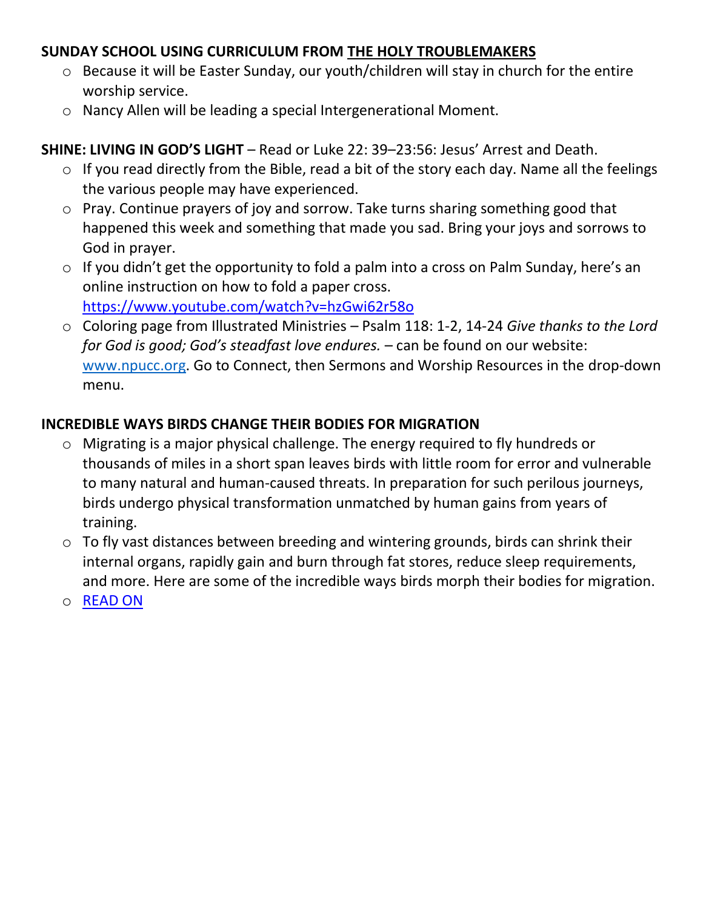**SUNDAY SCHOOL USING CURRICULUM FROM THE HOLY TROUBLEMAKERS**

- Because it will be Easter Sunday, our youth/children will stay in church for the entire worship service.
- Nancy Allen will be leading a special Intergenerational Moment.

**SHINE: LIVING IN GOD'S LIGHT** – Read or Luke 22: 39–23:56: Jesus' Arrest and Death.

- If you read directly from the Bible, read a bit of the story each day. Name all the feelings the various people may have experienced.
- Pray. Continue prayers of joy and sorrow. Take turns sharing something good that happened this week and something that made you sad. Bring your joys and sorrows to God in prayer.
- If you didn't get the opportunity to fold a palm into a cross on Palm Sunday, here's an online instruction on how to fold a paper cross. https://www.youtube.com/watch?v=hzGwi62r58o
- Coloring page from Illustrated Ministries – Psalm 118: 1-2, 14-24 *Give thanks to the Lord for God is good; God's steadfast love endures.* – can be found on our website: www.npucc.org. Go to Connect, then Sermons and Worship Resources in the drop-down menu.

**INCREDIBLE WAYS BIRDS CHANGE THEIR BODIES FOR MIGRATION**

- Migrating is a major physical challenge. The energy required to fly hundreds or thousands of miles in a short span leaves birds with little room for error and vulnerable to many natural and human-caused threats. In preparation for such perilous journeys, birds undergo physical transformation unmatched by human gains from years of training.
- To fly vast distances between breeding and wintering grounds, birds can shrink their internal organs, rapidly gain and burn through fat stores, reduce sleep requirements, and more. Here are some of the incredible ways birds morph their bodies for migration.
- READ ON